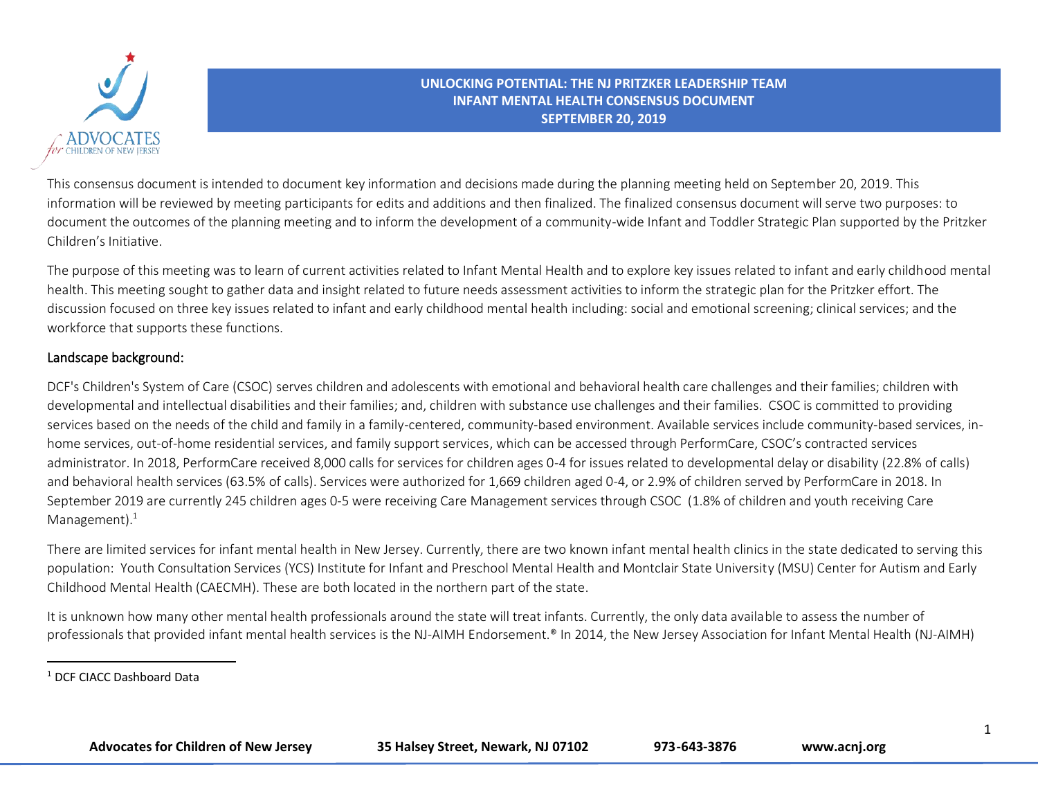**UNLOCKING POTENTIAL: THE NJ PRITZKER LEADERSHIP TEAM**
**INFANT MENTAL HEALTH CONSENSUS DOCUMENT**
**SEPTEMBER 20, 2019**

This consensus document is intended to document key information and decisions made during the planning meeting held on September 20, 2019. This information will be reviewed by meeting participants for edits and additions and then finalized. The finalized consensus document will serve two purposes: to document the outcomes of the planning meeting and to inform the development of a community-wide Infant and Toddler Strategic Plan supported by the Pritzker Children's Initiative.

The purpose of this meeting was to learn of current activities related to Infant Mental Health and to explore key issues related to infant and early childhood mental health. This meeting sought to gather data and insight related to future needs assessment activities to inform the strategic plan for the Pritzker effort. The discussion focused on three key issues related to infant and early childhood mental health including: social and emotional screening; clinical services; and the workforce that supports these functions.

## Landscape background:

DCF's Children's System of Care (CSOC) serves children and adolescents with emotional and behavioral health care challenges and their families; children with developmental and intellectual disabilities and their families; and, children with substance use challenges and their families. CSOC is committed to providing services based on the needs of the child and family in a family-centered, community-based environment. Available services include community-based services, in-home services, out-of-home residential services, and family support services, which can be accessed through PerformCare, CSOC's contracted services administrator. In 2018, PerformCare received 8,000 calls for services for children ages 0-4 for issues related to developmental delay or disability (22.8% of calls) and behavioral health services (63.5% of calls). Services were authorized for 1,669 children aged 0-4, or 2.9% of children served by PerformCare in 2018. In September 2019 are currently 245 children ages 0-5 were receiving Care Management services through CSOC (1.8% of children and youth receiving Care Management).[1]

There are limited services for infant mental health in New Jersey. Currently, there are two known infant mental health clinics in the state dedicated to serving this population: Youth Consultation Services (YCS) Institute for Infant and Preschool Mental Health and Montclair State University (MSU) Center for Autism and Early Childhood Mental Health (CAECMH). These are both located in the northern part of the state.

It is unknown how many other mental health professionals around the state will treat infants. Currently, the only data available to assess the number of professionals that provided infant mental health services is the NJ-AIMH Endorsement.® In 2014, the New Jersey Association for Infant Mental Health (NJ-AIMH)

[1] DCF CIACC Dashboard Data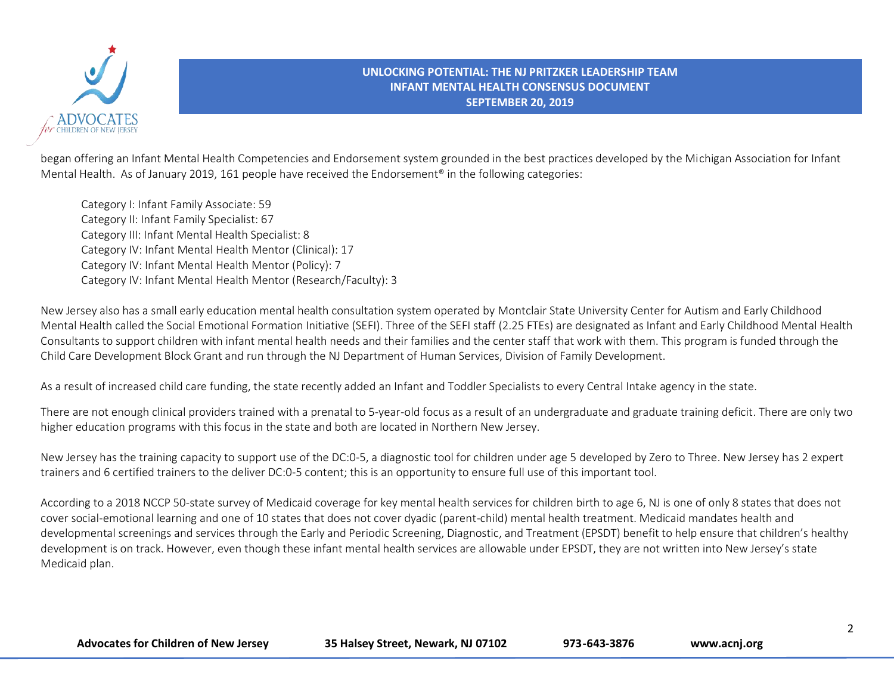began offering an Infant Mental Health Competencies and Endorsement system grounded in the best practices developed by the Michigan Association for Infant Mental Health. As of January 2019, 161 people have received the Endorsement® in the following categories:

- Category I: Infant Family Associate: 59
- Category II: Infant Family Specialist: 67
- Category III: Infant Mental Health Specialist: 8
- Category IV: Infant Mental Health Mentor (Clinical): 17
- Category IV: Infant Mental Health Mentor (Policy): 7
- Category IV: Infant Mental Health Mentor (Research/Faculty): 3

New Jersey also has a small early education mental health consultation system operated by Montclair State University Center for Autism and Early Childhood Mental Health called the Social Emotional Formation Initiative (SEFI). Three of the SEFI staff (2.25 FTEs) are designated as Infant and Early Childhood Mental Health Consultants to support children with infant mental health needs and their families and the center staff that work with them. This program is funded through the Child Care Development Block Grant and run through the NJ Department of Human Services, Division of Family Development.

As a result of increased child care funding, the state recently added an Infant and Toddler Specialists to every Central Intake agency in the state.

There are not enough clinical providers trained with a prenatal to 5-year-old focus as a result of an undergraduate and graduate training deficit. There are only two higher education programs with this focus in the state and both are located in Northern New Jersey.

New Jersey has the training capacity to support use of the DC:0-5, a diagnostic tool for children under age 5 developed by Zero to Three. New Jersey has 2 expert trainers and 6 certified trainers to the deliver DC:0-5 content; this is an opportunity to ensure full use of this important tool.

According to a 2018 NCCP 50-state survey of Medicaid coverage for key mental health services for children birth to age 6, NJ is one of only 8 states that does not cover social-emotional learning and one of 10 states that does not cover dyadic (parent-child) mental health treatment. Medicaid mandates health and developmental screenings and services through the Early and Periodic Screening, Diagnostic, and Treatment (EPSDT) benefit to help ensure that children's healthy development is on track. However, even though these infant mental health services are allowable under EPSDT, they are not written into New Jersey's state Medicaid plan.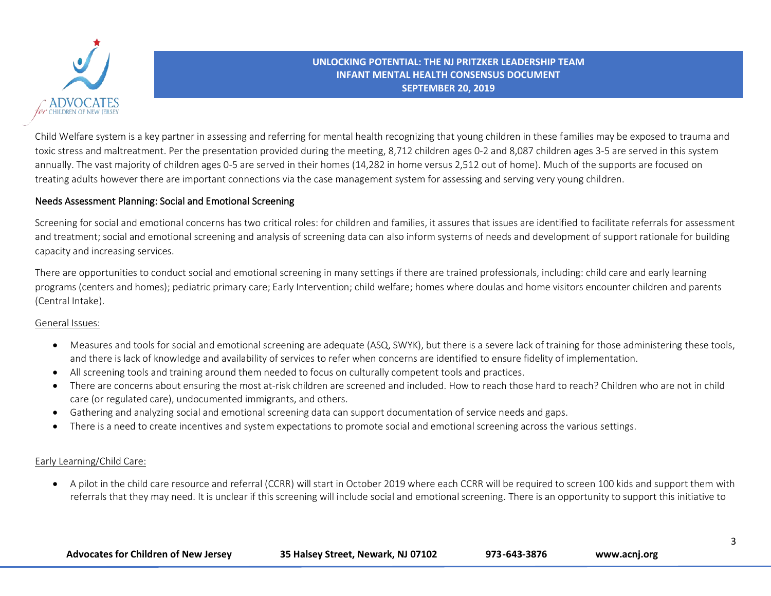Child Welfare system is a key partner in assessing and referring for mental health recognizing that young children in these families may be exposed to trauma and toxic stress and maltreatment. Per the presentation provided during the meeting, 8,712 children ages 0-2 and 8,087 children ages 3-5 are served in this system annually. The vast majority of children ages 0-5 are served in their homes (14,282 in home versus 2,512 out of home). Much of the supports are focused on treating adults however there are important connections via the case management system for assessing and serving very young children.

## Needs Assessment Planning: Social and Emotional Screening

Screening for social and emotional concerns has two critical roles: for children and families, it assures that issues are identified to facilitate referrals for assessment and treatment; social and emotional screening and analysis of screening data can also inform systems of needs and development of support rationale for building capacity and increasing services.

There are opportunities to conduct social and emotional screening in many settings if there are trained professionals, including: child care and early learning programs (centers and homes); pediatric primary care; Early Intervention; child welfare; homes where doulas and home visitors encounter children and parents (Central Intake).

<u>General Issues:</u>

- Measures and tools for social and emotional screening are adequate (ASQ, SWYK), but there is a severe lack of training for those administering these tools, and there is lack of knowledge and availability of services to refer when concerns are identified to ensure fidelity of implementation.
- All screening tools and training around them needed to focus on culturally competent tools and practices.
- There are concerns about ensuring the most at-risk children are screened and included. How to reach those hard to reach? Children who are not in child care (or regulated care), undocumented immigrants, and others.
- Gathering and analyzing social and emotional screening data can support documentation of service needs and gaps.
- There is a need to create incentives and system expectations to promote social and emotional screening across the various settings.

<u>Early Learning/Child Care:</u>

- A pilot in the child care resource and referral (CCRR) will start in October 2019 where each CCRR will be required to screen 100 kids and support them with referrals that they may need. It is unclear if this screening will include social and emotional screening. There is an opportunity to support this initiative to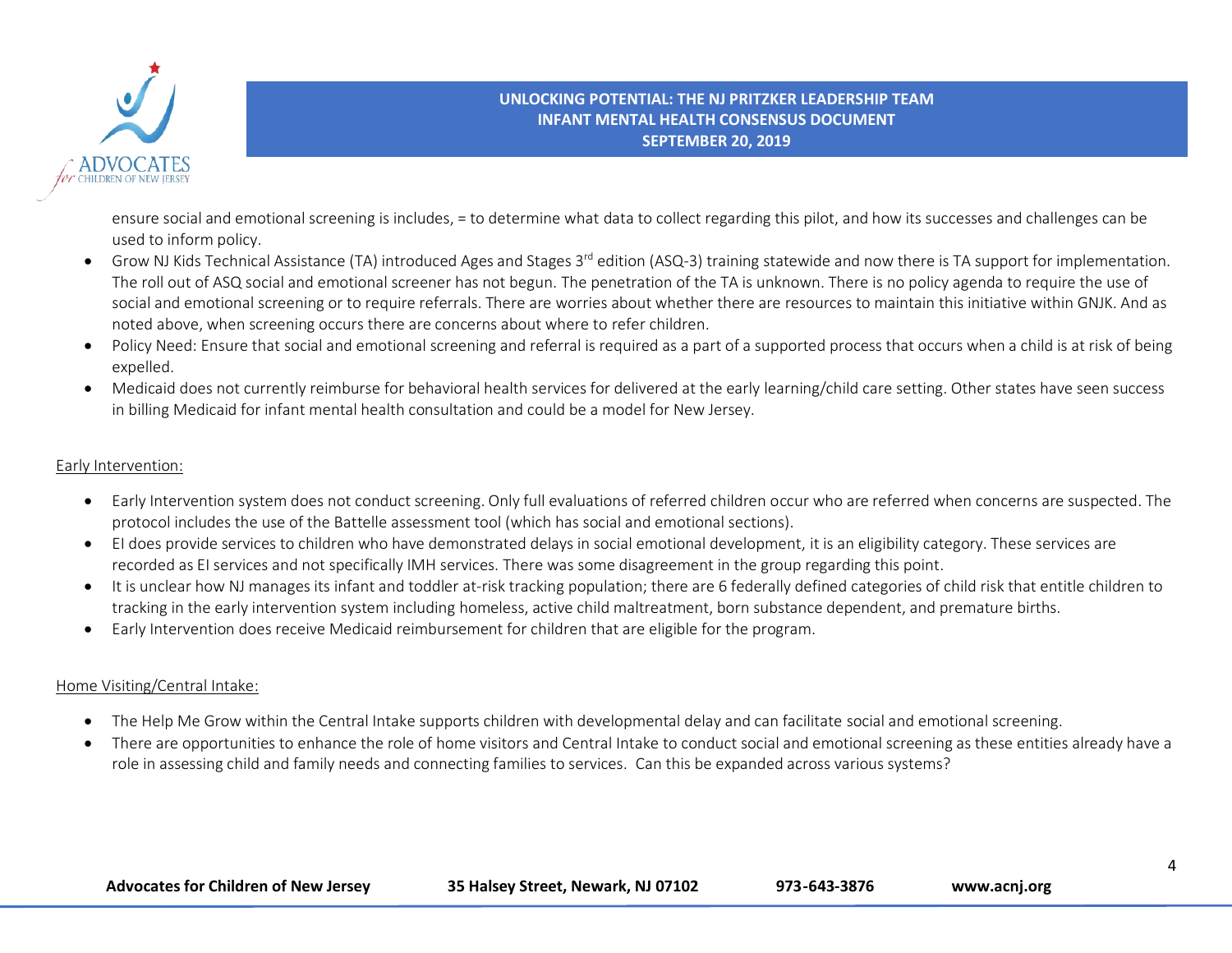ensure social and emotional screening is includes, = to determine what data to collect regarding this pilot, and how its successes and challenges can be used to inform policy.

- Grow NJ Kids Technical Assistance (TA) introduced Ages and Stages 3rd edition (ASQ-3) training statewide and now there is TA support for implementation. The roll out of ASQ social and emotional screener has not begun. The penetration of the TA is unknown. There is no policy agenda to require the use of social and emotional screening or to require referrals. There are worries about whether there are resources to maintain this initiative within GNJK. And as noted above, when screening occurs there are concerns about where to refer children.
- Policy Need: Ensure that social and emotional screening and referral is required as a part of a supported process that occurs when a child is at risk of being expelled.
- Medicaid does not currently reimburse for behavioral health services for delivered at the early learning/child care setting. Other states have seen success in billing Medicaid for infant mental health consultation and could be a model for New Jersey.

<u>Early Intervention:</u>

- Early Intervention system does not conduct screening. Only full evaluations of referred children occur who are referred when concerns are suspected. The protocol includes the use of the Battelle assessment tool (which has social and emotional sections).
- EI does provide services to children who have demonstrated delays in social emotional development, it is an eligibility category. These services are recorded as EI services and not specifically IMH services. There was some disagreement in the group regarding this point.
- It is unclear how NJ manages its infant and toddler at-risk tracking population; there are 6 federally defined categories of child risk that entitle children to tracking in the early intervention system including homeless, active child maltreatment, born substance dependent, and premature births.
- Early Intervention does receive Medicaid reimbursement for children that are eligible for the program.

<u>Home Visiting/Central Intake:</u>

- The Help Me Grow within the Central Intake supports children with developmental delay and can facilitate social and emotional screening.
- There are opportunities to enhance the role of home visitors and Central Intake to conduct social and emotional screening as these entities already have a role in assessing child and family needs and connecting families to services. Can this be expanded across various systems?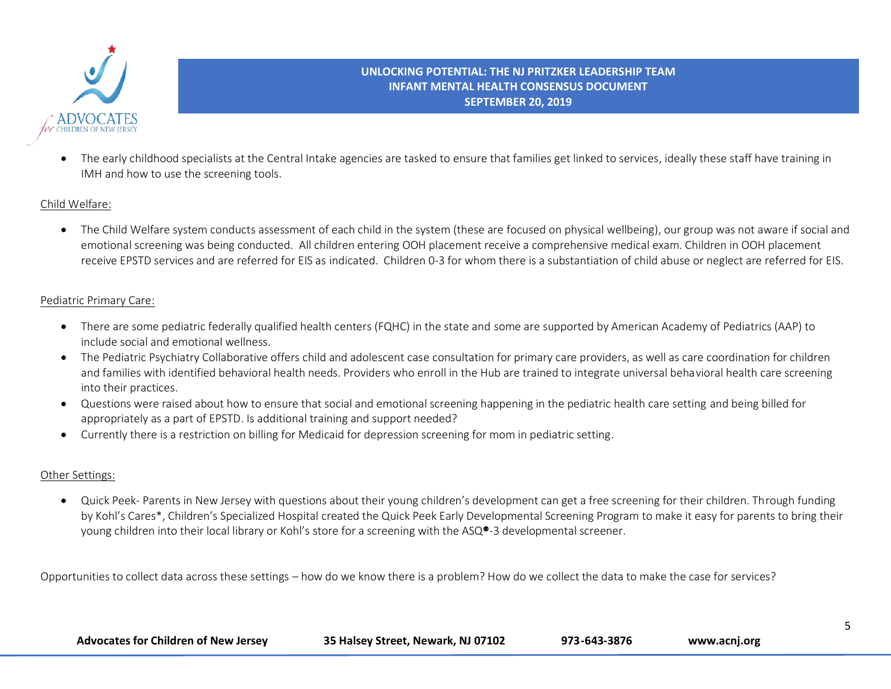- The early childhood specialists at the Central Intake agencies are tasked to ensure that families get linked to services, ideally these staff have training in IMH and how to use the screening tools.

Child Welfare:

- The Child Welfare system conducts assessment of each child in the system (these are focused on physical wellbeing), our group was not aware if social and emotional screening was being conducted. All children entering OOH placement receive a comprehensive medical exam. Children in OOH placement receive EPSTD services and are referred for EIS as indicated. Children 0-3 for whom there is a substantiation of child abuse or neglect are referred for EIS.

Pediatric Primary Care:

- There are some pediatric federally qualified health centers (FQHC) in the state and some are supported by American Academy of Pediatrics (AAP) to include social and emotional wellness.
- The Pediatric Psychiatry Collaborative offers child and adolescent case consultation for primary care providers, as well as care coordination for children and families with identified behavioral health needs. Providers who enroll in the Hub are trained to integrate universal behavioral health care screening into their practices.
- Questions were raised about how to ensure that social and emotional screening happening in the pediatric health care setting and being billed for appropriately as a part of EPSTD. Is additional training and support needed?
- Currently there is a restriction on billing for Medicaid for depression screening for mom in pediatric setting.

Other Settings:

- Quick Peek- Parents in New Jersey with questions about their young children's development can get a free screening for their children. Through funding by Kohl's Cares*, Children's Specialized Hospital created the Quick Peek Early Developmental Screening Program to make it easy for parents to bring their young children into their local library or Kohl's store for a screening with the ASQ®-3 developmental screener.

Opportunities to collect data across these settings – how do we know there is a problem? How do we collect the data to make the case for services?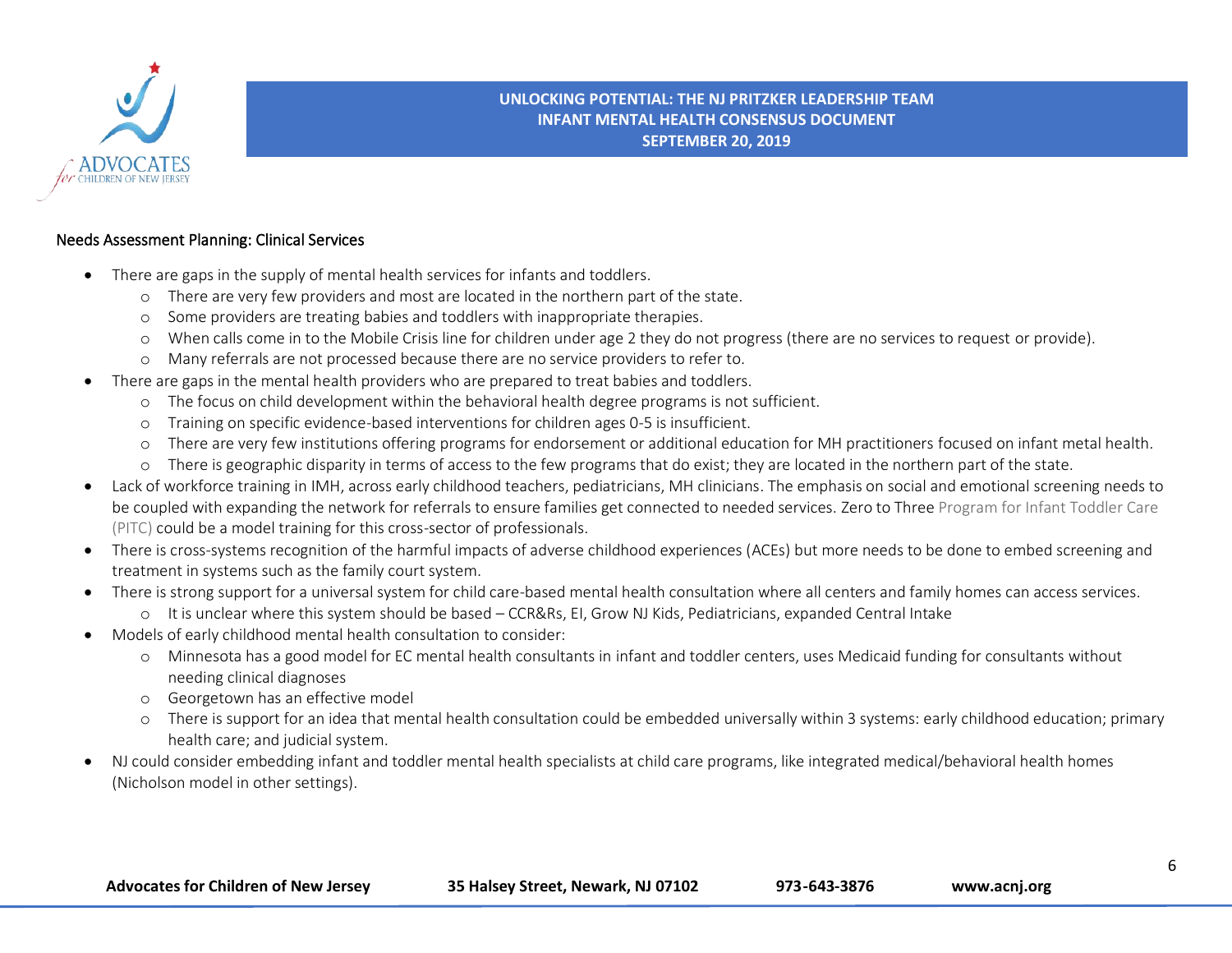Needs Assessment Planning: Clinical Services

- There are gaps in the supply of mental health services for infants and toddlers.
    - There are very few providers and most are located in the northern part of the state.
    - Some providers are treating babies and toddlers with inappropriate therapies.
    - When calls come in to the Mobile Crisis line for children under age 2 they do not progress (there are no services to request or provide).
    - Many referrals are not processed because there are no service providers to refer to.
- There are gaps in the mental health providers who are prepared to treat babies and toddlers.
    - The focus on child development within the behavioral health degree programs is not sufficient.
    - Training on specific evidence-based interventions for children ages 0-5 is insufficient.
    - There are very few institutions offering programs for endorsement or additional education for MH practitioners focused on infant metal health.
    - There is geographic disparity in terms of access to the few programs that do exist; they are located in the northern part of the state.
- Lack of workforce training in IMH, across early childhood teachers, pediatricians, MH clinicians. The emphasis on social and emotional screening needs to be coupled with expanding the network for referrals to ensure families get connected to needed services. Zero to Three Program for Infant Toddler Care (PITC) could be a model training for this cross-sector of professionals.
- There is cross-systems recognition of the harmful impacts of adverse childhood experiences (ACEs) but more needs to be done to embed screening and treatment in systems such as the family court system.
- There is strong support for a universal system for child care-based mental health consultation where all centers and family homes can access services.
    - It is unclear where this system should be based – CCR&Rs, EI, Grow NJ Kids, Pediatricians, expanded Central Intake
- Models of early childhood mental health consultation to consider:
    - Minnesota has a good model for EC mental health consultants in infant and toddler centers, uses Medicaid funding for consultants without needing clinical diagnoses
    - Georgetown has an effective model
    - There is support for an idea that mental health consultation could be embedded universally within 3 systems: early childhood education; primary health care; and judicial system.
- NJ could consider embedding infant and toddler mental health specialists at child care programs, like integrated medical/behavioral health homes (Nicholson model in other settings).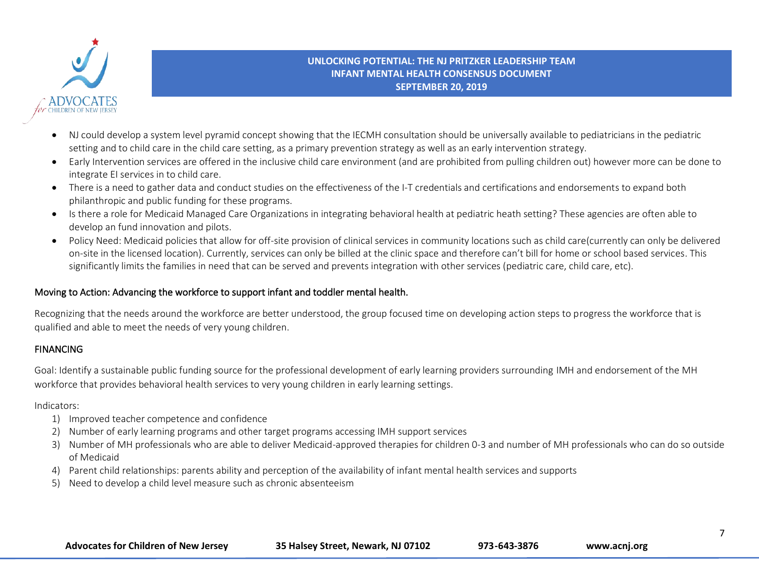- NJ could develop a system level pyramid concept showing that the IECMH consultation should be universally available to pediatricians in the pediatric setting and to child care in the child care setting, as a primary prevention strategy as well as an early intervention strategy.
- Early Intervention services are offered in the inclusive child care environment (and are prohibited from pulling children out) however more can be done to integrate EI services in to child care.
- There is a need to gather data and conduct studies on the effectiveness of the I-T credentials and certifications and endorsements to expand both philanthropic and public funding for these programs.
- Is there a role for Medicaid Managed Care Organizations in integrating behavioral health at pediatric heath setting? These agencies are often able to develop an fund innovation and pilots.
- Policy Need: Medicaid policies that allow for off-site provision of clinical services in community locations such as child care(currently can only be delivered on-site in the licensed location). Currently, services can only be billed at the clinic space and therefore can't bill for home or school based services. This significantly limits the families in need that can be served and prevents integration with other services (pediatric care, child care, etc).

## Moving to Action: Advancing the workforce to support infant and toddler mental health.

Recognizing that the needs around the workforce are better understood, the group focused time on developing action steps to progress the workforce that is qualified and able to meet the needs of very young children.

### FINANCING

Goal: Identify a sustainable public funding source for the professional development of early learning providers surrounding IMH and endorsement of the MH workforce that provides behavioral health services to very young children in early learning settings.

Indicators:

1) Improved teacher competence and confidence
2) Number of early learning programs and other target programs accessing IMH support services
3) Number of MH professionals who are able to deliver Medicaid-approved therapies for children 0-3 and number of MH professionals who can do so outside of Medicaid
4) Parent child relationships: parents ability and perception of the availability of infant mental health services and supports
5) Need to develop a child level measure such as chronic absenteeism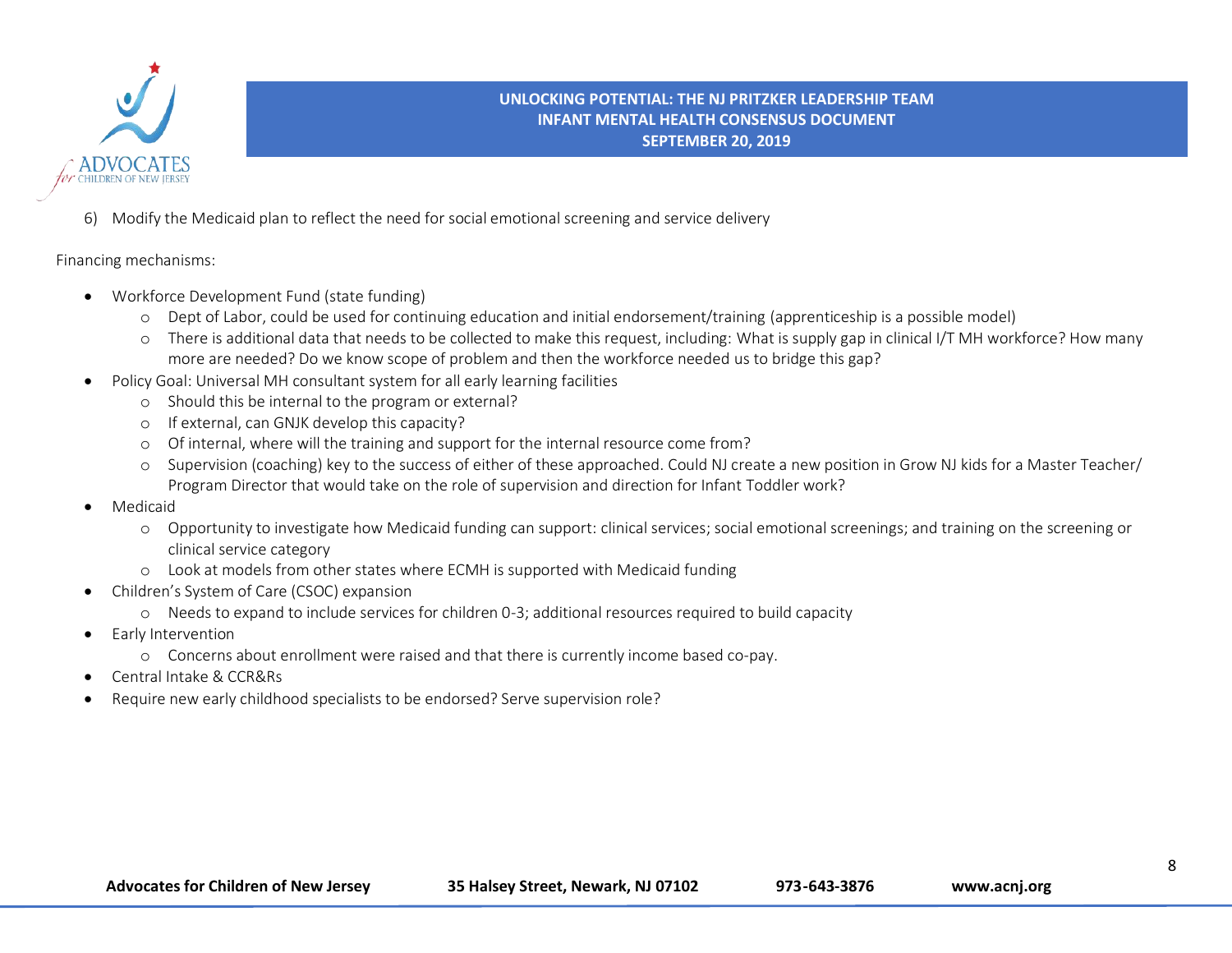6) Modify the Medicaid plan to reflect the need for social emotional screening and service delivery

Financing mechanisms:

- Workforce Development Fund (state funding)
  - Dept of Labor, could be used for continuing education and initial endorsement/training (apprenticeship is a possible model)
  - There is additional data that needs to be collected to make this request, including: What is supply gap in clinical I/T MH workforce? How many more are needed? Do we know scope of problem and then the workforce needed us to bridge this gap?
- Policy Goal: Universal MH consultant system for all early learning facilities
  - Should this be internal to the program or external?
  - If external, can GNJK develop this capacity?
  - Of internal, where will the training and support for the internal resource come from?
  - Supervision (coaching) key to the success of either of these approached. Could NJ create a new position in Grow NJ kids for a Master Teacher/ Program Director that would take on the role of supervision and direction for Infant Toddler work?
- Medicaid
  - Opportunity to investigate how Medicaid funding can support: clinical services; social emotional screenings; and training on the screening or clinical service category
  - Look at models from other states where ECMH is supported with Medicaid funding
- Children's System of Care (CSOC) expansion
  - Needs to expand to include services for children 0-3; additional resources required to build capacity
- Early Intervention
  - Concerns about enrollment were raised and that there is currently income based co-pay.
- Central Intake & CCR&Rs
- Require new early childhood specialists to be endorsed? Serve supervision role?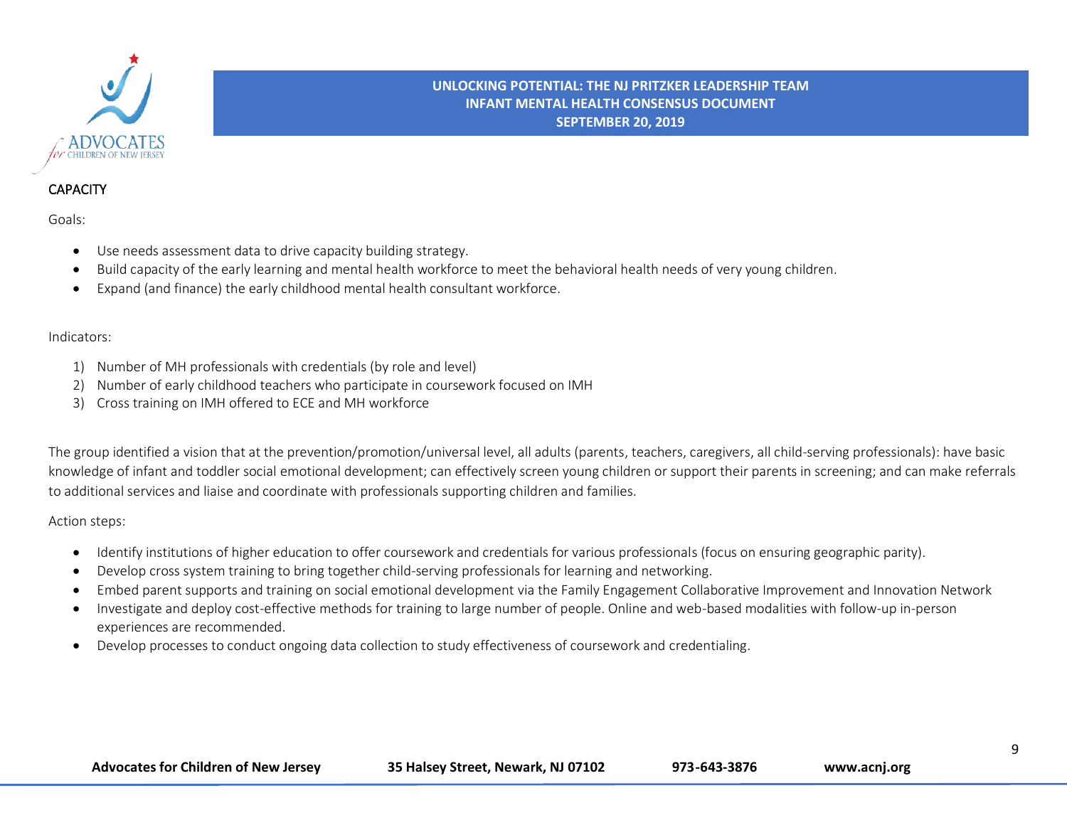## CAPACITY

Goals:

- Use needs assessment data to drive capacity building strategy.
- Build capacity of the early learning and mental health workforce to meet the behavioral health needs of very young children.
- Expand (and finance) the early childhood mental health consultant workforce.

Indicators:

1) Number of MH professionals with credentials (by role and level)
2) Number of early childhood teachers who participate in coursework focused on IMH
3) Cross training on IMH offered to ECE and MH workforce

The group identified a vision that at the prevention/promotion/universal level, all adults (parents, teachers, caregivers, all child-serving professionals): have basic knowledge of infant and toddler social emotional development; can effectively screen young children or support their parents in screening; and can make referrals to additional services and liaise and coordinate with professionals supporting children and families.

Action steps:

- Identify institutions of higher education to offer coursework and credentials for various professionals (focus on ensuring geographic parity).
- Develop cross system training to bring together child-serving professionals for learning and networking.
- Embed parent supports and training on social emotional development via the Family Engagement Collaborative Improvement and Innovation Network
- Investigate and deploy cost-effective methods for training to large number of people. Online and web-based modalities with follow-up in-person experiences are recommended.
- Develop processes to conduct ongoing data collection to study effectiveness of coursework and credentialing.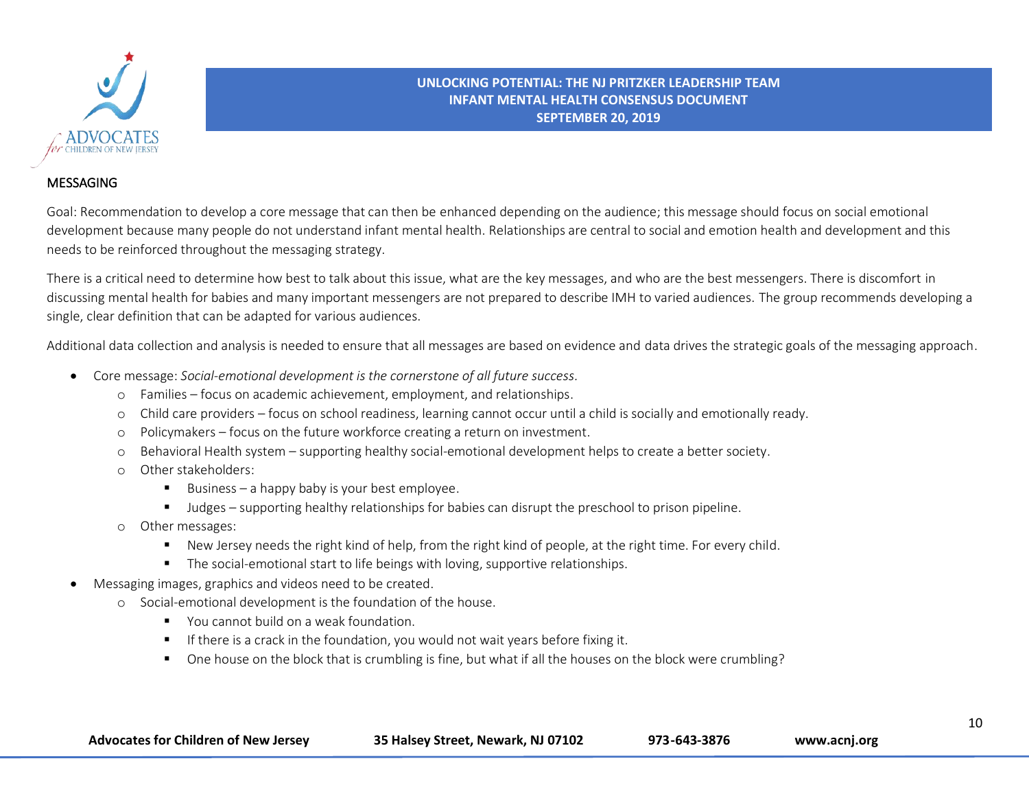## MESSAGING

Goal: Recommendation to develop a core message that can then be enhanced depending on the audience; this message should focus on social emotional development because many people do not understand infant mental health. Relationships are central to social and emotion health and development and this needs to be reinforced throughout the messaging strategy.

There is a critical need to determine how best to talk about this issue, what are the key messages, and who are the best messengers. There is discomfort in discussing mental health for babies and many important messengers are not prepared to describe IMH to varied audiences. The group recommends developing a single, clear definition that can be adapted for various audiences.

Additional data collection and analysis is needed to ensure that all messages are based on evidence and data drives the strategic goals of the messaging approach.

- Core message: *Social-emotional development is the cornerstone of all future success.*
  - Families – focus on academic achievement, employment, and relationships.
  - Child care providers – focus on school readiness, learning cannot occur until a child is socially and emotionally ready.
  - Policymakers – focus on the future workforce creating a return on investment.
  - Behavioral Health system – supporting healthy social-emotional development helps to create a better society.
  - Other stakeholders:
    - Business – a happy baby is your best employee.
    - Judges – supporting healthy relationships for babies can disrupt the preschool to prison pipeline.
  - Other messages:
    - New Jersey needs the right kind of help, from the right kind of people, at the right time. For every child.
    - The social-emotional start to life beings with loving, supportive relationships.
- Messaging images, graphics and videos need to be created.
  - Social-emotional development is the foundation of the house.
    - You cannot build on a weak foundation.
    - If there is a crack in the foundation, you would not wait years before fixing it.
    - One house on the block that is crumbling is fine, but what if all the houses on the block were crumbling?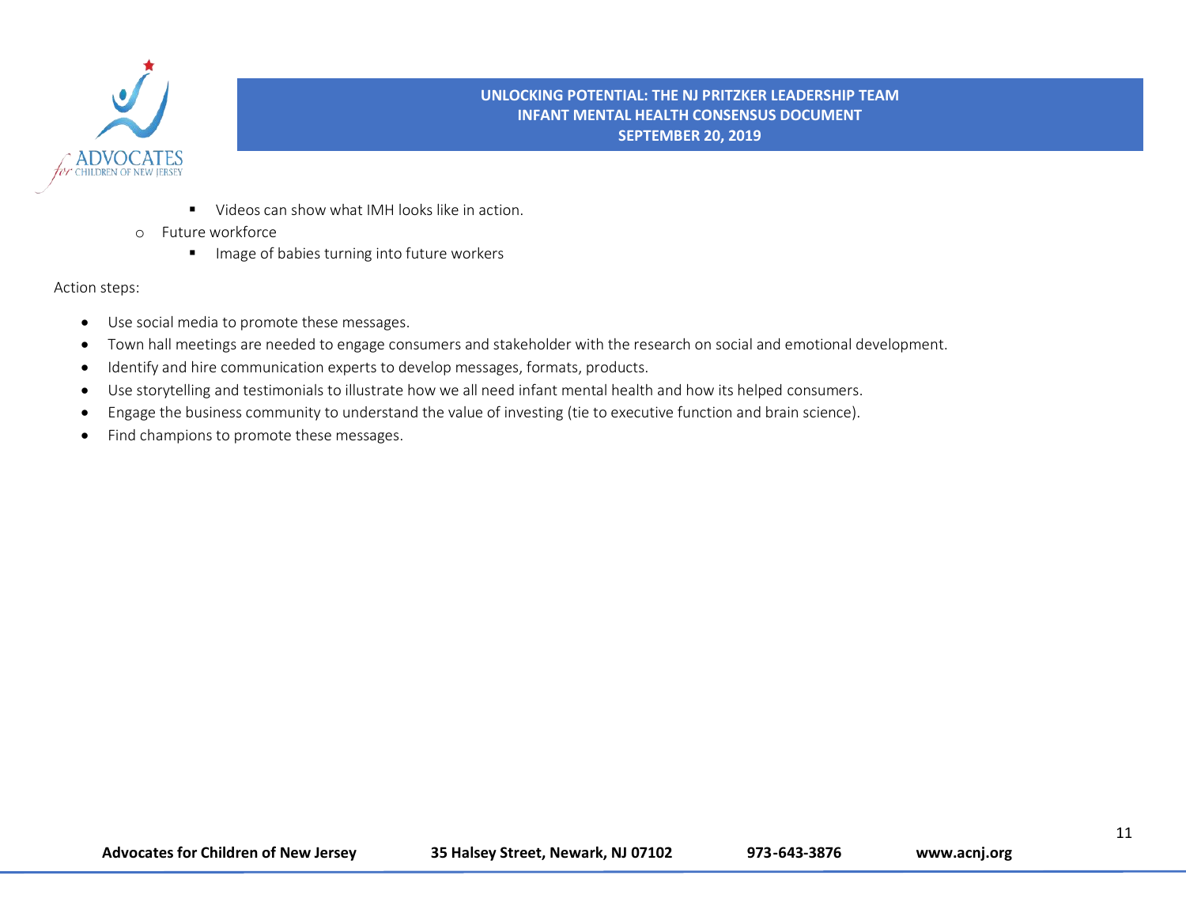- Videos can show what IMH looks like in action.
    - Future workforce
        - Image of babies turning into future workers

Action steps:

- Use social media to promote these messages.
- Town hall meetings are needed to engage consumers and stakeholder with the research on social and emotional development.
- Identify and hire communication experts to develop messages, formats, products.
- Use storytelling and testimonials to illustrate how we all need infant mental health and how its helped consumers.
- Engage the business community to understand the value of investing (tie to executive function and brain science).
- Find champions to promote these messages.